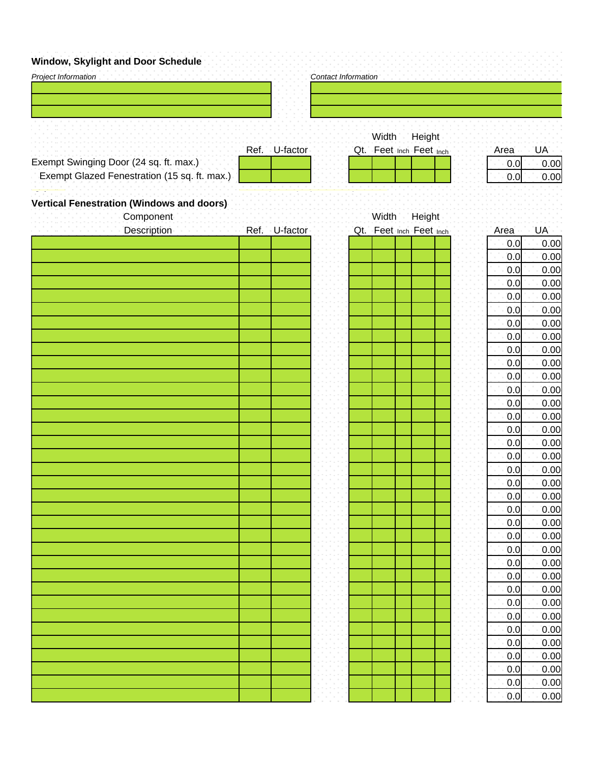## Window, Skylight and Door Schedule

| *Project Information* |
|---|
| |
| |
| |

| *Contact Information* |
|---|
| |
| |
| |

| | Ref. | U-factor | Qt. | Width Feet | Width Inch | Height Feet | Height Inch | Area | UA |
|---|---|---|---|---|---|---|---|---|---|
| Exempt Swinging Door (24 sq. ft. max.) | | | | | | | | 0.0 | 0.00 |
| Exempt Glazed Fenestration (15 sq. ft. max.) | | | | | | | | 0.0 | 0.00 |

### Vertical Fenestration (Windows and doors)

| Component Description | Ref. | U-factor | Qt. | Width Feet | Width Inch | Height Feet | Height Inch | Area | UA |
|---|---|---|---|---|---|---|---|---|---|
| | | | | | | | | 0.0 | 0.00 |
| | | | | | | | | 0.0 | 0.00 |
| | | | | | | | | 0.0 | 0.00 |
| | | | | | | | | 0.0 | 0.00 |
| | | | | | | | | 0.0 | 0.00 |
| | | | | | | | | 0.0 | 0.00 |
| | | | | | | | | 0.0 | 0.00 |
| | | | | | | | | 0.0 | 0.00 |
| | | | | | | | | 0.0 | 0.00 |
| | | | | | | | | 0.0 | 0.00 |
| | | | | | | | | 0.0 | 0.00 |
| | | | | | | | | 0.0 | 0.00 |
| | | | | | | | | 0.0 | 0.00 |
| | | | | | | | | 0.0 | 0.00 |
| | | | | | | | | 0.0 | 0.00 |
| | | | | | | | | 0.0 | 0.00 |
| | | | | | | | | 0.0 | 0.00 |
| | | | | | | | | 0.0 | 0.00 |
| | | | | | | | | 0.0 | 0.00 |
| | | | | | | | | 0.0 | 0.00 |
| | | | | | | | | 0.0 | 0.00 |
| | | | | | | | | 0.0 | 0.00 |
| | | | | | | | | 0.0 | 0.00 |
| | | | | | | | | 0.0 | 0.00 |
| | | | | | | | | 0.0 | 0.00 |
| | | | | | | | | 0.0 | 0.00 |
| | | | | | | | | 0.0 | 0.00 |
| | | | | | | | | 0.0 | 0.00 |
| | | | | | | | | 0.0 | 0.00 |
| | | | | | | | | 0.0 | 0.00 |
| | | | | | | | | 0.0 | 0.00 |
| | | | | | | | | 0.0 | 0.00 |
| | | | | | | | | 0.0 | 0.00 |
| | | | | | | | | 0.0 | 0.00 |
| | | | | | | | | 0.0 | 0.00 |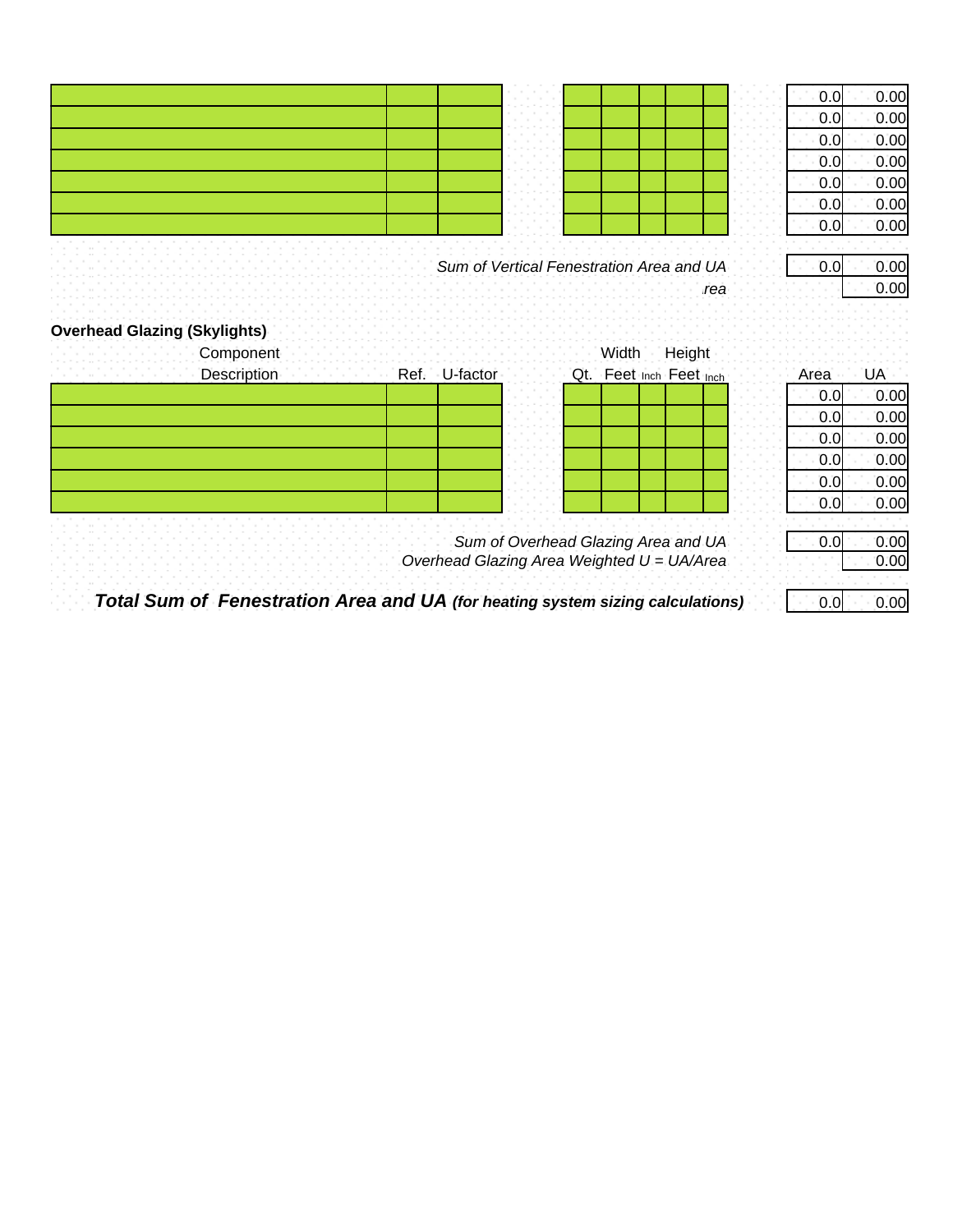| | | | | | | | | | |
|---|---|---|---|---|---|---|---|---|---|
| | | | | | | | | 0.0 | 0.00 |
| | | | | | | | | 0.0 | 0.00 |
| | | | | | | | | 0.0 | 0.00 |
| | | | | | | | | 0.0 | 0.00 |
| | | | | | | | | 0.0 | 0.00 |
| | | | | | | | | 0.0 | 0.00 |
| | | | | | | | | 0.0 | 0.00 |

*Sum of Vertical Fenestration Area and UA* 0.0 0.00

*rea* 0.00

**Overhead Glazing (Skylights)**

| Component Description | Ref. | U-factor | Qt. | Width Feet | Inch | Height Feet | Inch | Area | UA |
|---|---|---|---|---|---|---|---|---|---|
| | | | | | | | | 0.0 | 0.00 |
| | | | | | | | | 0.0 | 0.00 |
| | | | | | | | | 0.0 | 0.00 |
| | | | | | | | | 0.0 | 0.00 |
| | | | | | | | | 0.0 | 0.00 |
| | | | | | | | | 0.0 | 0.00 |

*Sum of Overhead Glazing Area and UA* 0.0 0.00

*Overhead Glazing Area Weighted U = UA/Area* 0.00

***Total Sum of Fenestration Area and UA (for heating system sizing calculations)*** 0.0 0.00